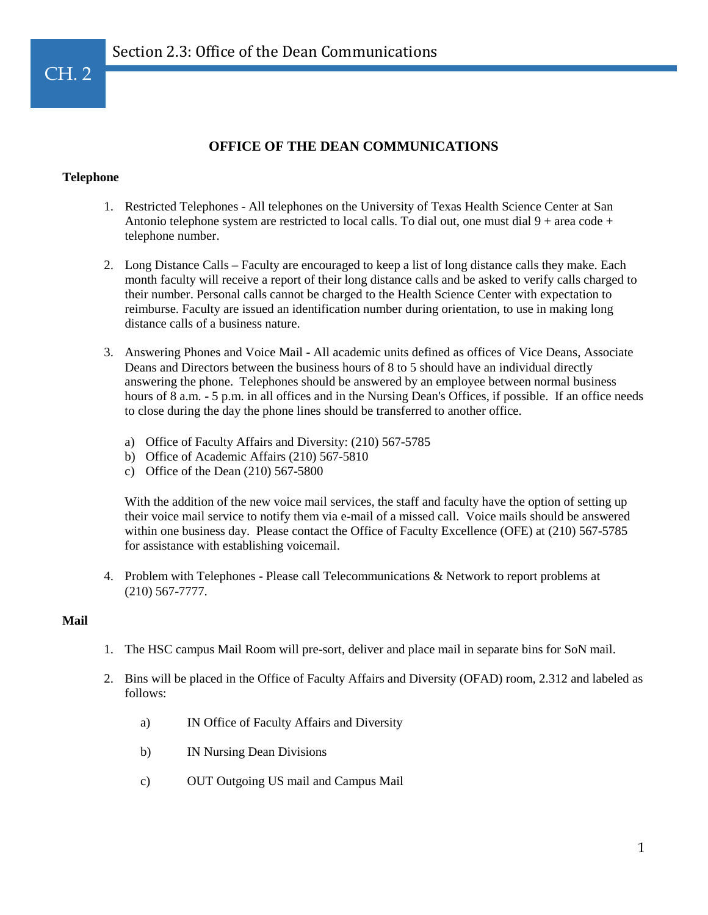# OFFICE OF THE DEAN COMMUNICATIONS

## Telephone

1. Restricted Telephones - All telephones on the University of Texas Health Science Center at San Antonio telephone system are restricted to local calls. To dial out, one must dial 9 + area code + telephone number.

2. Long Distance Calls – Faculty are encouraged to keep a list of long distance calls they make. Each month faculty will receive a report of their long distance calls and be asked to verify calls charged to their number. Personal calls cannot be charged to the Health Science Center with expectation to reimburse. Faculty are issued an identification number during orientation, to use in making long distance calls of a business nature.

3. Answering Phones and Voice Mail - All academic units defined as offices of Vice Deans, Associate Deans and Directors between the business hours of 8 to 5 should have an individual directly answering the phone. Telephones should be answered by an employee between normal business hours of 8 a.m. - 5 p.m. in all offices and in the Nursing Dean's Offices, if possible. If an office needs to close during the day the phone lines should be transferred to another office.

   a) Office of Faculty Affairs and Diversity: (210) 567-5785
   b) Office of Academic Affairs (210) 567-5810
   c) Office of the Dean (210) 567-5800

   With the addition of the new voice mail services, the staff and faculty have the option of setting up their voice mail service to notify them via e-mail of a missed call. Voice mails should be answered within one business day. Please contact the Office of Faculty Excellence (OFE) at (210) 567-5785 for assistance with establishing voicemail.

4. Problem with Telephones - Please call Telecommunications & Network to report problems at (210) 567-7777.

## Mail

1. The HSC campus Mail Room will pre-sort, deliver and place mail in separate bins for SoN mail.

2. Bins will be placed in the Office of Faculty Affairs and Diversity (OFAD) room, 2.312 and labeled as follows:

   a) IN Office of Faculty Affairs and Diversity

   b) IN Nursing Dean Divisions

   c) OUT Outgoing US mail and Campus Mail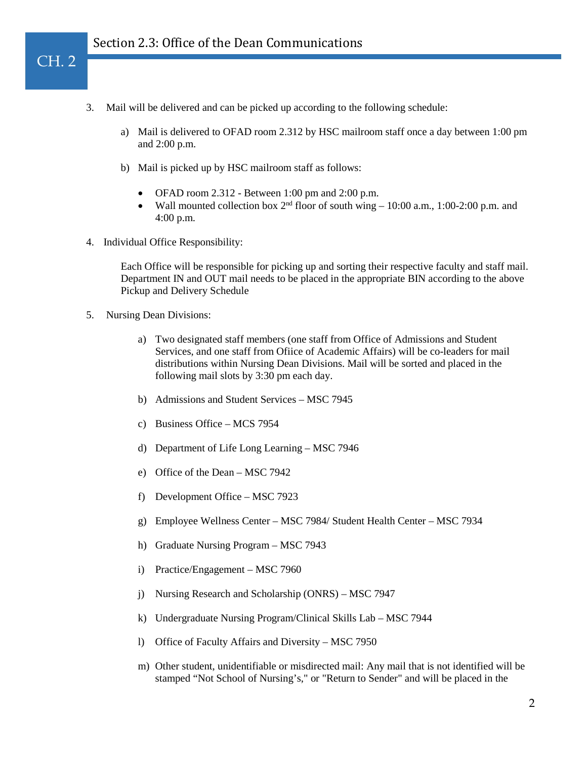3. Mail will be delivered and can be picked up according to the following schedule:

    a) Mail is delivered to OFAD room 2.312 by HSC mailroom staff once a day between 1:00 pm and 2:00 p.m.

    b) Mail is picked up by HSC mailroom staff as follows:

    - OFAD room 2.312 - Between 1:00 pm and 2:00 p.m.
    - Wall mounted collection box 2nd floor of south wing – 10:00 a.m., 1:00-2:00 p.m. and 4:00 p.m.

4. Individual Office Responsibility:

    Each Office will be responsible for picking up and sorting their respective faculty and staff mail. Department IN and OUT mail needs to be placed in the appropriate BIN according to the above Pickup and Delivery Schedule

5. Nursing Dean Divisions:

    a) Two designated staff members (one staff from Office of Admissions and Student Services, and one staff from Ofiice of Academic Affairs) will be co-leaders for mail distributions within Nursing Dean Divisions. Mail will be sorted and placed in the following mail slots by 3:30 pm each day.

    b) Admissions and Student Services – MSC 7945

    c) Business Office – MCS 7954

    d) Department of Life Long Learning – MSC 7946

    e) Office of the Dean – MSC 7942

    f) Development Office – MSC 7923

    g) Employee Wellness Center – MSC 7984/ Student Health Center – MSC 7934

    h) Graduate Nursing Program – MSC 7943

    i) Practice/Engagement – MSC 7960

    j) Nursing Research and Scholarship (ONRS) – MSC 7947

    k) Undergraduate Nursing Program/Clinical Skills Lab – MSC 7944

    l) Office of Faculty Affairs and Diversity – MSC 7950

    m) Other student, unidentifiable or misdirected mail: Any mail that is not identified will be stamped "Not School of Nursing's," or "Return to Sender" and will be placed in the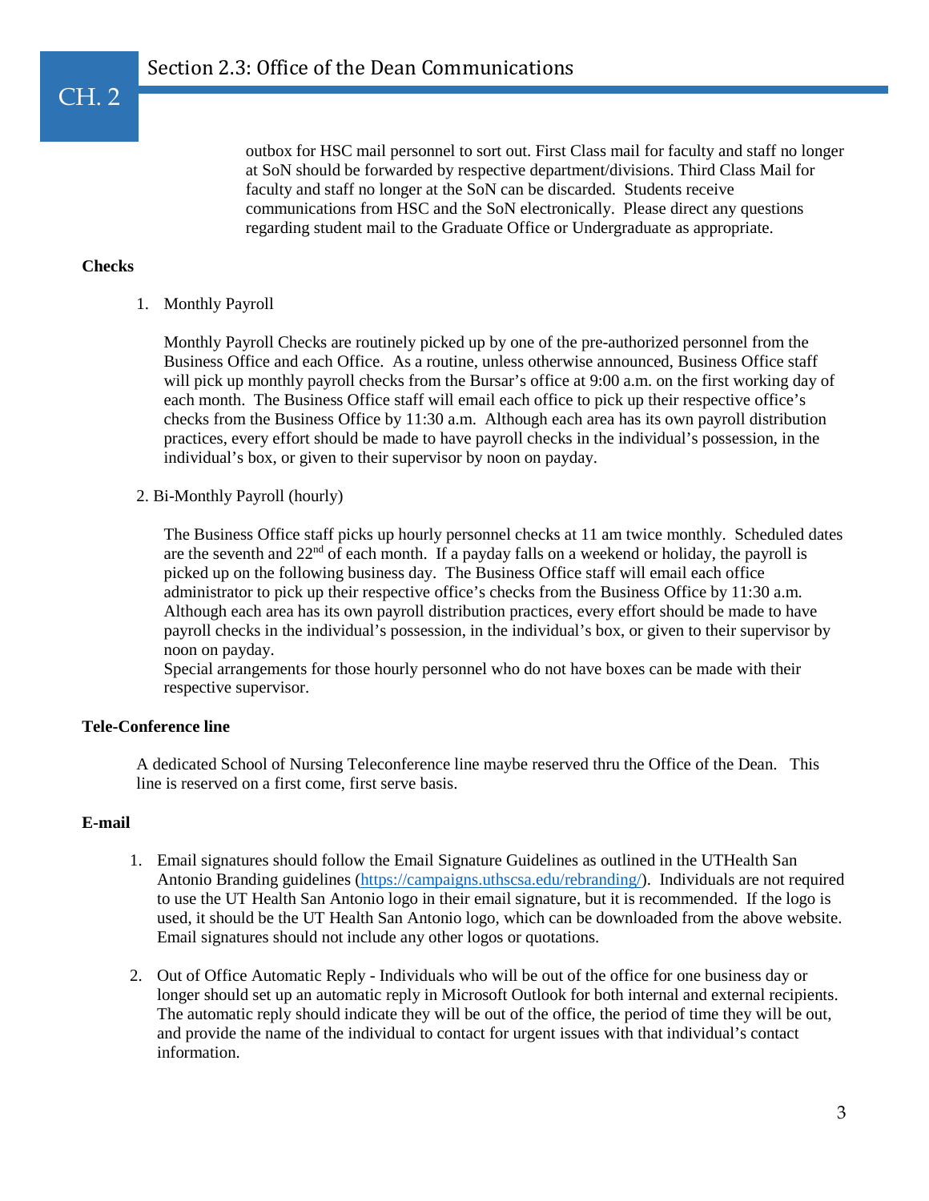outbox for HSC mail personnel to sort out. First Class mail for faculty and staff no longer at SoN should be forwarded by respective department/divisions. Third Class Mail for faculty and staff no longer at the SoN can be discarded. Students receive communications from HSC and the SoN electronically. Please direct any questions regarding student mail to the Graduate Office or Undergraduate as appropriate.

**Checks**

1. Monthly Payroll

   Monthly Payroll Checks are routinely picked up by one of the pre-authorized personnel from the Business Office and each Office. As a routine, unless otherwise announced, Business Office staff will pick up monthly payroll checks from the Bursar's office at 9:00 a.m. on the first working day of each month. The Business Office staff will email each office to pick up their respective office's checks from the Business Office by 11:30 a.m. Although each area has its own payroll distribution practices, every effort should be made to have payroll checks in the individual's possession, in the individual's box, or given to their supervisor by noon on payday.

2. Bi-Monthly Payroll (hourly)

   The Business Office staff picks up hourly personnel checks at 11 am twice monthly. Scheduled dates are the seventh and 22nd of each month. If a payday falls on a weekend or holiday, the payroll is picked up on the following business day. The Business Office staff will email each office administrator to pick up their respective office's checks from the Business Office by 11:30 a.m. Although each area has its own payroll distribution practices, every effort should be made to have payroll checks in the individual's possession, in the individual's box, or given to their supervisor by noon on payday.
   Special arrangements for those hourly personnel who do not have boxes can be made with their respective supervisor.

**Tele-Conference line**

A dedicated School of Nursing Teleconference line maybe reserved thru the Office of the Dean. This line is reserved on a first come, first serve basis.

**E-mail**

1. Email signatures should follow the Email Signature Guidelines as outlined in the UTHealth San Antonio Branding guidelines (https://campaigns.uthscsa.edu/rebranding/). Individuals are not required to use the UT Health San Antonio logo in their email signature, but it is recommended. If the logo is used, it should be the UT Health San Antonio logo, which can be downloaded from the above website. Email signatures should not include any other logos or quotations.

2. Out of Office Automatic Reply - Individuals who will be out of the office for one business day or longer should set up an automatic reply in Microsoft Outlook for both internal and external recipients. The automatic reply should indicate they will be out of the office, the period of time they will be out, and provide the name of the individual to contact for urgent issues with that individual's contact information.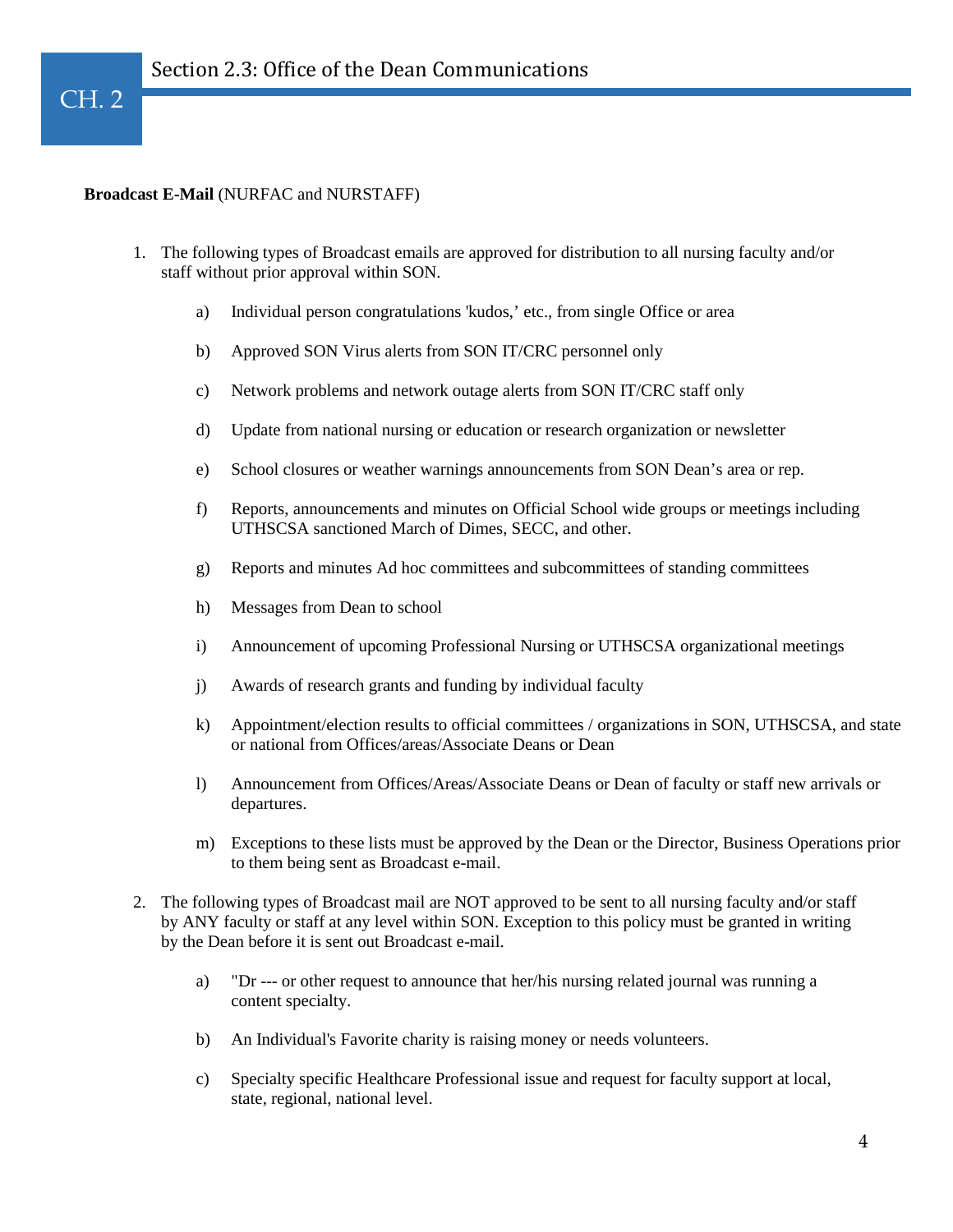## Section 2.3: Office of the Dean Communications

**Broadcast E-Mail** (NURFAC and NURSTAFF)

1. The following types of Broadcast emails are approved for distribution to all nursing faculty and/or staff without prior approval within SON.

   a) Individual person congratulations 'kudos,' etc., from single Office or area

   b) Approved SON Virus alerts from SON IT/CRC personnel only

   c) Network problems and network outage alerts from SON IT/CRC staff only

   d) Update from national nursing or education or research organization or newsletter

   e) School closures or weather warnings announcements from SON Dean's area or rep.

   f) Reports, announcements and minutes on Official School wide groups or meetings including UTHSCSA sanctioned March of Dimes, SECC, and other.

   g) Reports and minutes Ad hoc committees and subcommittees of standing committees

   h) Messages from Dean to school

   i) Announcement of upcoming Professional Nursing or UTHSCSA organizational meetings

   j) Awards of research grants and funding by individual faculty

   k) Appointment/election results to official committees / organizations in SON, UTHSCSA, and state or national from Offices/areas/Associate Deans or Dean

   l) Announcement from Offices/Areas/Associate Deans or Dean of faculty or staff new arrivals or departures.

   m) Exceptions to these lists must be approved by the Dean or the Director, Business Operations prior to them being sent as Broadcast e-mail.

2. The following types of Broadcast mail are NOT approved to be sent to all nursing faculty and/or staff by ANY faculty or staff at any level within SON. Exception to this policy must be granted in writing by the Dean before it is sent out Broadcast e-mail.

   a) "Dr --- or other request to announce that her/his nursing related journal was running a content specialty.

   b) An Individual's Favorite charity is raising money or needs volunteers.

   c) Specialty specific Healthcare Professional issue and request for faculty support at local, state, regional, national level.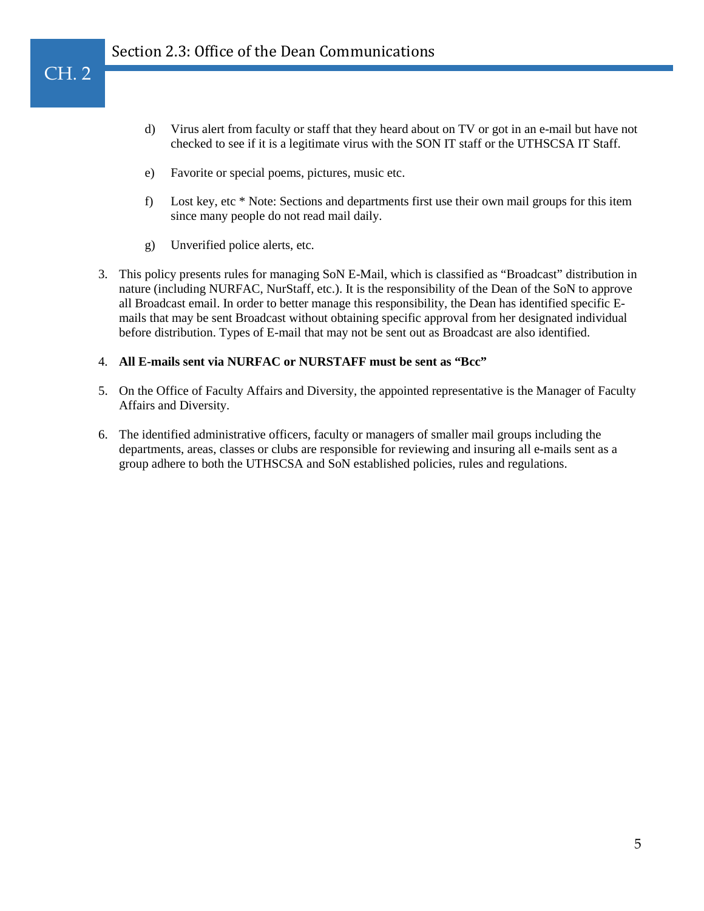d) Virus alert from faculty or staff that they heard about on TV or got in an e-mail but have not checked to see if it is a legitimate virus with the SON IT staff or the UTHSCSA IT Staff.

e) Favorite or special poems, pictures, music etc.

f) Lost key, etc * Note: Sections and departments first use their own mail groups for this item since many people do not read mail daily.

g) Unverified police alerts, etc.

3. This policy presents rules for managing SoN E-Mail, which is classified as "Broadcast" distribution in nature (including NURFAC, NurStaff, etc.). It is the responsibility of the Dean of the SoN to approve all Broadcast email. In order to better manage this responsibility, the Dean has identified specific E-mails that may be sent Broadcast without obtaining specific approval from her designated individual before distribution. Types of E-mail that may not be sent out as Broadcast are also identified.

4. **All E-mails sent via NURFAC or NURSTAFF must be sent as "Bcc"**

5. On the Office of Faculty Affairs and Diversity, the appointed representative is the Manager of Faculty Affairs and Diversity.

6. The identified administrative officers, faculty or managers of smaller mail groups including the departments, areas, classes or clubs are responsible for reviewing and insuring all e-mails sent as a group adhere to both the UTHSCSA and SoN established policies, rules and regulations.